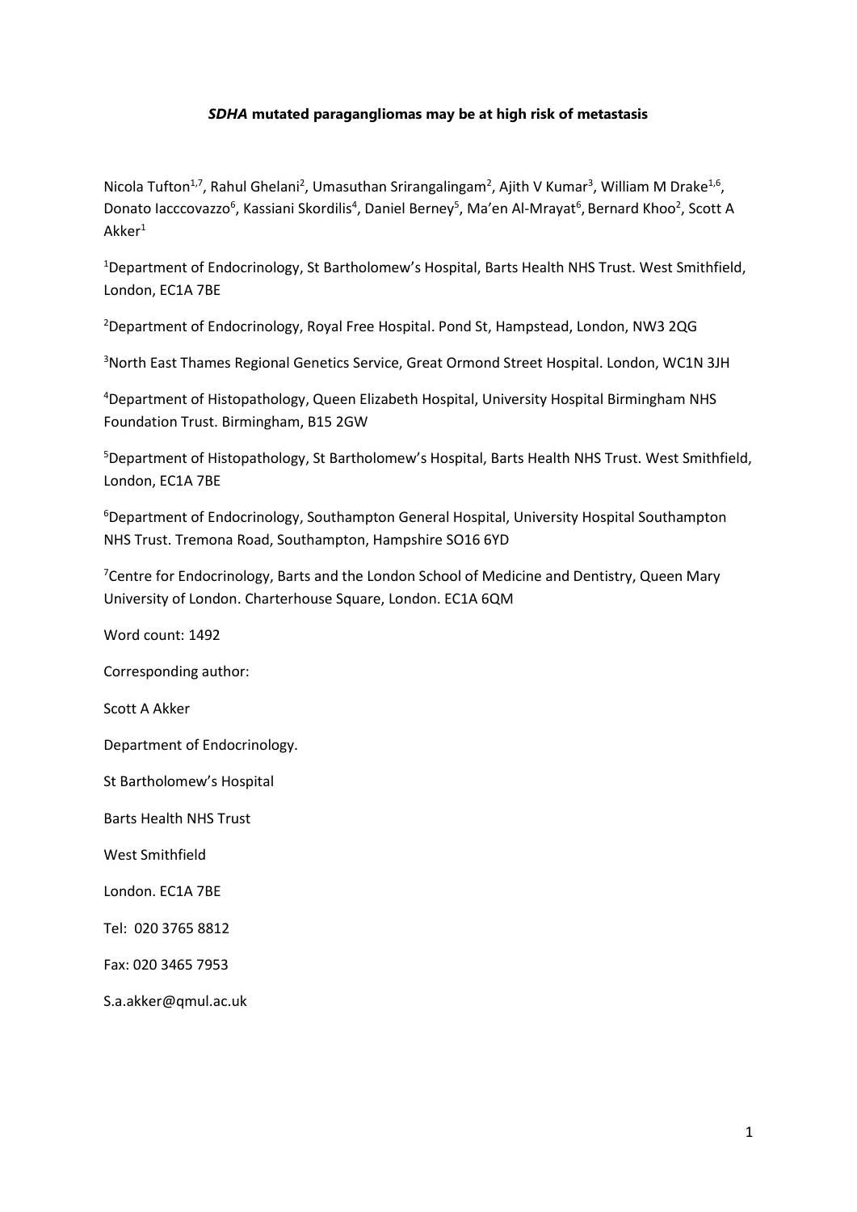# ***SDHA* mutated paragangliomas may be at high risk of metastasis**

Nicola Tufton[1,7], Rahul Ghelani[2], Umasuthan Srirangalingam[2], Ajith V Kumar[3], William M Drake[1,6], Donato Iacccovazzo[6], Kassiani Skordilis[4], Daniel Berney[5], Ma'en Al-Mrayat[6], Bernard Khoo[2], Scott A Akker[1]

[1]Department of Endocrinology, St Bartholomew's Hospital, Barts Health NHS Trust. West Smithfield, London, EC1A 7BE

[2]Department of Endocrinology, Royal Free Hospital. Pond St, Hampstead, London, NW3 2QG

[3]North East Thames Regional Genetics Service, Great Ormond Street Hospital. London, WC1N 3JH

[4]Department of Histopathology, Queen Elizabeth Hospital, University Hospital Birmingham NHS Foundation Trust. Birmingham, B15 2GW

[5]Department of Histopathology, St Bartholomew's Hospital, Barts Health NHS Trust. West Smithfield, London, EC1A 7BE

[6]Department of Endocrinology, Southampton General Hospital, University Hospital Southampton NHS Trust. Tremona Road, Southampton, Hampshire SO16 6YD

[7]Centre for Endocrinology, Barts and the London School of Medicine and Dentistry, Queen Mary University of London. Charterhouse Square, London. EC1A 6QM

Word count: 1492

Corresponding author:

Scott A Akker

Department of Endocrinology.

St Bartholomew's Hospital

Barts Health NHS Trust

West Smithfield

London. EC1A 7BE

Tel: 020 3765 8812

Fax: 020 3465 7953

S.a.akker@qmul.ac.uk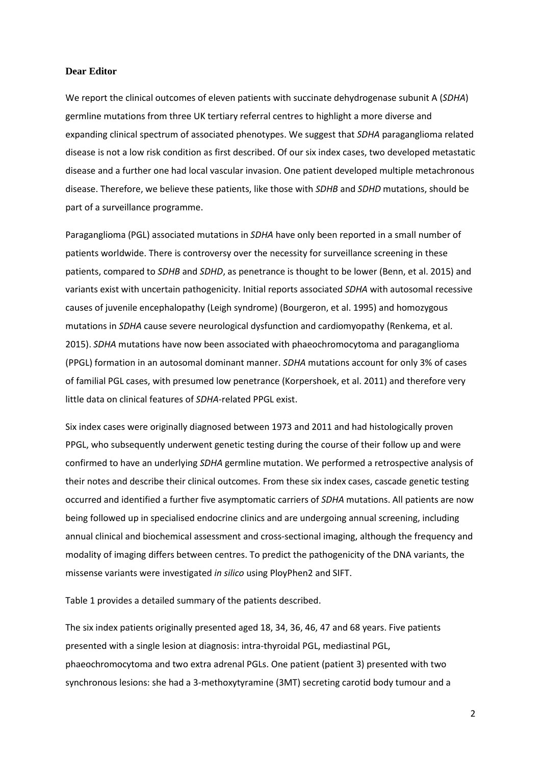**Dear Editor**

We report the clinical outcomes of eleven patients with succinate dehydrogenase subunit A (*SDHA*) germline mutations from three UK tertiary referral centres to highlight a more diverse and expanding clinical spectrum of associated phenotypes. We suggest that *SDHA* paraganglioma related disease is not a low risk condition as first described. Of our six index cases, two developed metastatic disease and a further one had local vascular invasion. One patient developed multiple metachronous disease. Therefore, we believe these patients, like those with *SDHB* and *SDHD* mutations, should be part of a surveillance programme.

Paraganglioma (PGL) associated mutations in *SDHA* have only been reported in a small number of patients worldwide. There is controversy over the necessity for surveillance screening in these patients, compared to *SDHB* and *SDHD*, as penetrance is thought to be lower (Benn, et al. 2015) and variants exist with uncertain pathogenicity. Initial reports associated *SDHA* with autosomal recessive causes of juvenile encephalopathy (Leigh syndrome) (Bourgeron, et al. 1995) and homozygous mutations in *SDHA* cause severe neurological dysfunction and cardiomyopathy (Renkema, et al. 2015). *SDHA* mutations have now been associated with phaeochromocytoma and paraganglioma (PPGL) formation in an autosomal dominant manner. *SDHA* mutations account for only 3% of cases of familial PGL cases, with presumed low penetrance (Korpershoek, et al. 2011) and therefore very little data on clinical features of *SDHA*-related PPGL exist.

Six index cases were originally diagnosed between 1973 and 2011 and had histologically proven PPGL, who subsequently underwent genetic testing during the course of their follow up and were confirmed to have an underlying *SDHA* germline mutation. We performed a retrospective analysis of their notes and describe their clinical outcomes. From these six index cases, cascade genetic testing occurred and identified a further five asymptomatic carriers of *SDHA* mutations. All patients are now being followed up in specialised endocrine clinics and are undergoing annual screening, including annual clinical and biochemical assessment and cross-sectional imaging, although the frequency and modality of imaging differs between centres. To predict the pathogenicity of the DNA variants, the missense variants were investigated *in silico* using PloyPhen2 and SIFT.

Table 1 provides a detailed summary of the patients described.

The six index patients originally presented aged 18, 34, 36, 46, 47 and 68 years. Five patients presented with a single lesion at diagnosis: intra-thyroidal PGL, mediastinal PGL, phaeochromocytoma and two extra adrenal PGLs. One patient (patient 3) presented with two synchronous lesions: she had a 3-methoxytyramine (3MT) secreting carotid body tumour and a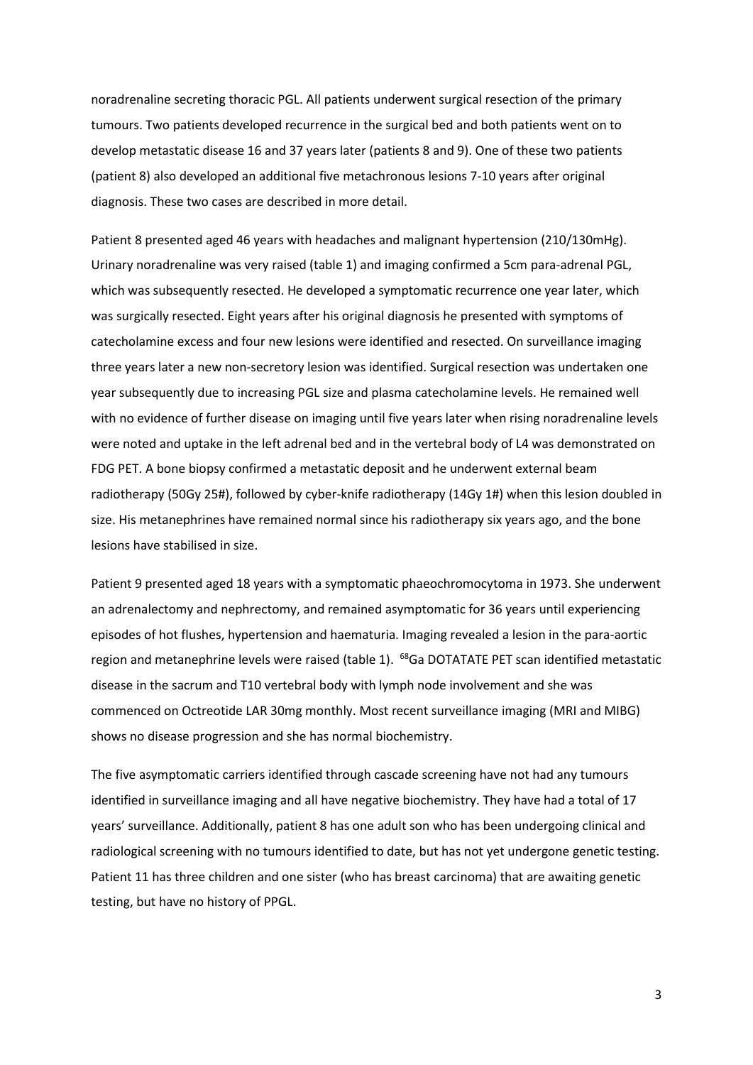noradrenaline secreting thoracic PGL. All patients underwent surgical resection of the primary tumours. Two patients developed recurrence in the surgical bed and both patients went on to develop metastatic disease 16 and 37 years later (patients 8 and 9). One of these two patients (patient 8) also developed an additional five metachronous lesions 7-10 years after original diagnosis. These two cases are described in more detail.

Patient 8 presented aged 46 years with headaches and malignant hypertension (210/130mHg). Urinary noradrenaline was very raised (table 1) and imaging confirmed a 5cm para-adrenal PGL, which was subsequently resected. He developed a symptomatic recurrence one year later, which was surgically resected. Eight years after his original diagnosis he presented with symptoms of catecholamine excess and four new lesions were identified and resected. On surveillance imaging three years later a new non-secretory lesion was identified. Surgical resection was undertaken one year subsequently due to increasing PGL size and plasma catecholamine levels. He remained well with no evidence of further disease on imaging until five years later when rising noradrenaline levels were noted and uptake in the left adrenal bed and in the vertebral body of L4 was demonstrated on FDG PET. A bone biopsy confirmed a metastatic deposit and he underwent external beam radiotherapy (50Gy 25#), followed by cyber-knife radiotherapy (14Gy 1#) when this lesion doubled in size. His metanephrines have remained normal since his radiotherapy six years ago, and the bone lesions have stabilised in size.

Patient 9 presented aged 18 years with a symptomatic phaeochromocytoma in 1973. She underwent an adrenalectomy and nephrectomy, and remained asymptomatic for 36 years until experiencing episodes of hot flushes, hypertension and haematuria. Imaging revealed a lesion in the para-aortic region and metanephrine levels were raised (table 1). $^{68}$Ga DOTATATE PET scan identified metastatic disease in the sacrum and T10 vertebral body with lymph node involvement and she was commenced on Octreotide LAR 30mg monthly. Most recent surveillance imaging (MRI and MIBG) shows no disease progression and she has normal biochemistry.

The five asymptomatic carriers identified through cascade screening have not had any tumours identified in surveillance imaging and all have negative biochemistry. They have had a total of 17 years' surveillance. Additionally, patient 8 has one adult son who has been undergoing clinical and radiological screening with no tumours identified to date, but has not yet undergone genetic testing. Patient 11 has three children and one sister (who has breast carcinoma) that are awaiting genetic testing, but have no history of PPGL.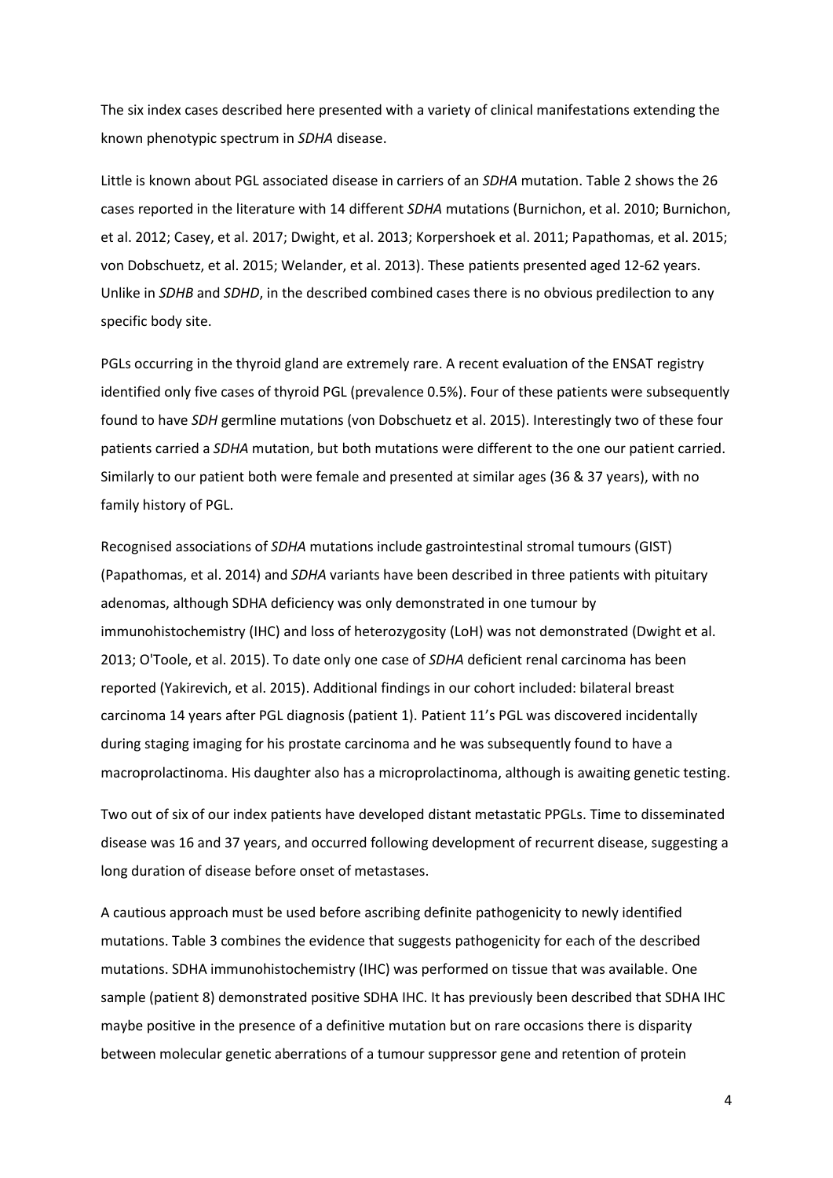The six index cases described here presented with a variety of clinical manifestations extending the known phenotypic spectrum in *SDHA* disease.

Little is known about PGL associated disease in carriers of an *SDHA* mutation. Table 2 shows the 26 cases reported in the literature with 14 different *SDHA* mutations (Burnichon, et al. 2010; Burnichon, et al. 2012; Casey, et al. 2017; Dwight, et al. 2013; Korpershoek et al. 2011; Papathomas, et al. 2015; von Dobschuetz, et al. 2015; Welander, et al. 2013). These patients presented aged 12-62 years. Unlike in *SDHB* and *SDHD*, in the described combined cases there is no obvious predilection to any specific body site.

PGLs occurring in the thyroid gland are extremely rare. A recent evaluation of the ENSAT registry identified only five cases of thyroid PGL (prevalence 0.5%). Four of these patients were subsequently found to have *SDH* germline mutations (von Dobschuetz et al. 2015). Interestingly two of these four patients carried a *SDHA* mutation, but both mutations were different to the one our patient carried. Similarly to our patient both were female and presented at similar ages (36 & 37 years), with no family history of PGL.

Recognised associations of *SDHA* mutations include gastrointestinal stromal tumours (GIST) (Papathomas, et al. 2014) and *SDHA* variants have been described in three patients with pituitary adenomas, although SDHA deficiency was only demonstrated in one tumour by immunohistochemistry (IHC) and loss of heterozygosity (LoH) was not demonstrated (Dwight et al. 2013; O'Toole, et al. 2015). To date only one case of *SDHA* deficient renal carcinoma has been reported (Yakirevich, et al. 2015). Additional findings in our cohort included: bilateral breast carcinoma 14 years after PGL diagnosis (patient 1). Patient 11's PGL was discovered incidentally during staging imaging for his prostate carcinoma and he was subsequently found to have a macroprolactinoma. His daughter also has a microprolactinoma, although is awaiting genetic testing.

Two out of six of our index patients have developed distant metastatic PPGLs. Time to disseminated disease was 16 and 37 years, and occurred following development of recurrent disease, suggesting a long duration of disease before onset of metastases.

A cautious approach must be used before ascribing definite pathogenicity to newly identified mutations. Table 3 combines the evidence that suggests pathogenicity for each of the described mutations. SDHA immunohistochemistry (IHC) was performed on tissue that was available. One sample (patient 8) demonstrated positive SDHA IHC. It has previously been described that SDHA IHC maybe positive in the presence of a definitive mutation but on rare occasions there is disparity between molecular genetic aberrations of a tumour suppressor gene and retention of protein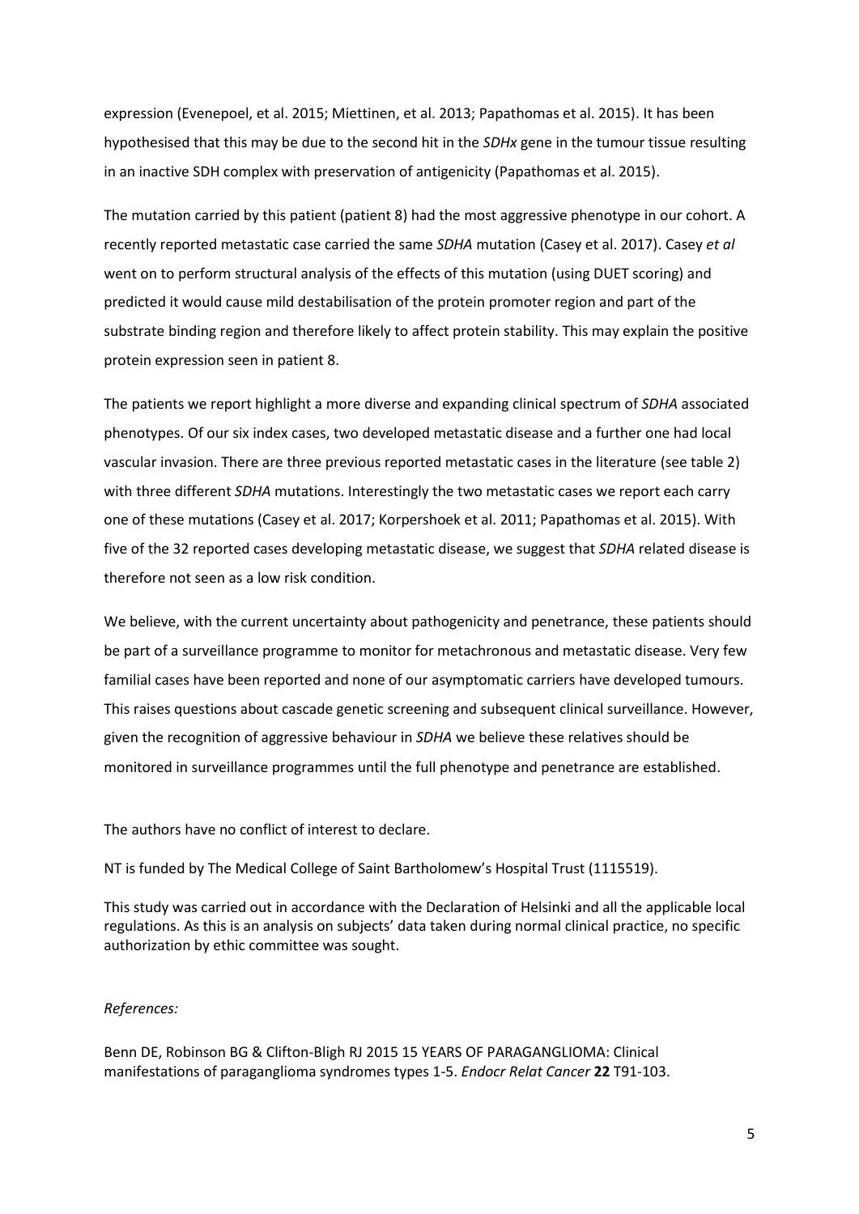expression (Evenepoel, et al. 2015; Miettinen, et al. 2013; Papathomas et al. 2015). It has been hypothesised that this may be due to the second hit in the *SDHx* gene in the tumour tissue resulting in an inactive SDH complex with preservation of antigenicity (Papathomas et al. 2015).

The mutation carried by this patient (patient 8) had the most aggressive phenotype in our cohort. A recently reported metastatic case carried the same *SDHA* mutation (Casey et al. 2017). Casey *et al* went on to perform structural analysis of the effects of this mutation (using DUET scoring) and predicted it would cause mild destabilisation of the protein promoter region and part of the substrate binding region and therefore likely to affect protein stability. This may explain the positive protein expression seen in patient 8.

The patients we report highlight a more diverse and expanding clinical spectrum of *SDHA* associated phenotypes. Of our six index cases, two developed metastatic disease and a further one had local vascular invasion. There are three previous reported metastatic cases in the literature (see table 2) with three different *SDHA* mutations. Interestingly the two metastatic cases we report each carry one of these mutations (Casey et al. 2017; Korpershoek et al. 2011; Papathomas et al. 2015). With five of the 32 reported cases developing metastatic disease, we suggest that *SDHA* related disease is therefore not seen as a low risk condition.

We believe, with the current uncertainty about pathogenicity and penetrance, these patients should be part of a surveillance programme to monitor for metachronous and metastatic disease. Very few familial cases have been reported and none of our asymptomatic carriers have developed tumours. This raises questions about cascade genetic screening and subsequent clinical surveillance. However, given the recognition of aggressive behaviour in *SDHA* we believe these relatives should be monitored in surveillance programmes until the full phenotype and penetrance are established.

The authors have no conflict of interest to declare.

NT is funded by The Medical College of Saint Bartholomew's Hospital Trust (1115519).

This study was carried out in accordance with the Declaration of Helsinki and all the applicable local regulations. As this is an analysis on subjects' data taken during normal clinical practice, no specific authorization by ethic committee was sought.

*References:*

Benn DE, Robinson BG & Clifton-Bligh RJ 2015 15 YEARS OF PARAGANGLIOMA: Clinical manifestations of paraganglioma syndromes types 1-5. *Endocr Relat Cancer* **22** T91-103.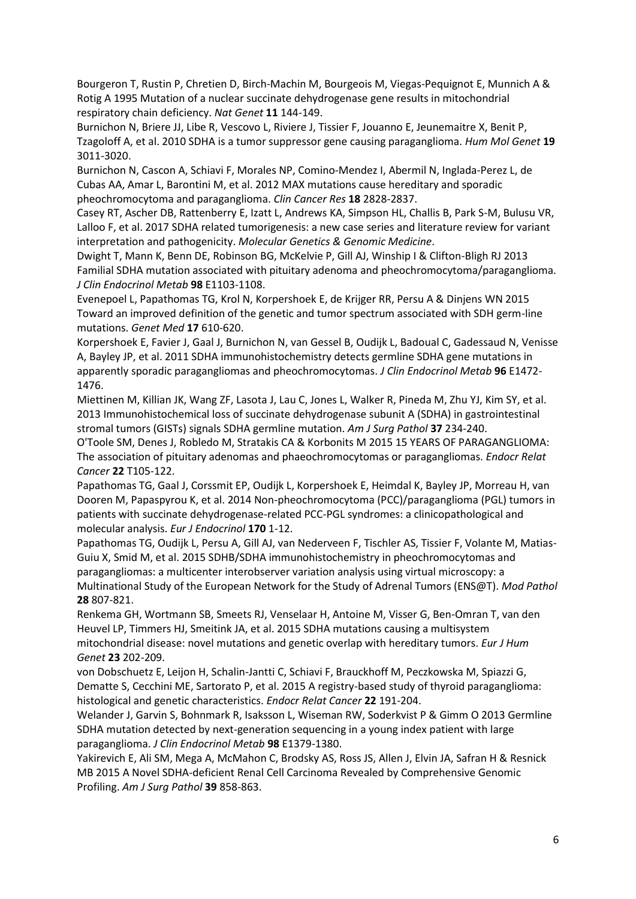Bourgeron T, Rustin P, Chretien D, Birch-Machin M, Bourgeois M, Viegas-Pequignot E, Munnich A & Rotig A 1995 Mutation of a nuclear succinate dehydrogenase gene results in mitochondrial respiratory chain deficiency. *Nat Genet* **11** 144-149.

Burnichon N, Briere JJ, Libe R, Vescovo L, Riviere J, Tissier F, Jouanno E, Jeunemaitre X, Benit P, Tzagoloff A, et al. 2010 SDHA is a tumor suppressor gene causing paraganglioma. *Hum Mol Genet* **19** 3011-3020.

Burnichon N, Cascon A, Schiavi F, Morales NP, Comino-Mendez I, Abermil N, Inglada-Perez L, de Cubas AA, Amar L, Barontini M, et al. 2012 MAX mutations cause hereditary and sporadic pheochromocytoma and paraganglioma. *Clin Cancer Res* **18** 2828-2837.

Casey RT, Ascher DB, Rattenberry E, Izatt L, Andrews KA, Simpson HL, Challis B, Park S-M, Bulusu VR, Lalloo F, et al. 2017 SDHA related tumorigenesis: a new case series and literature review for variant interpretation and pathogenicity. *Molecular Genetics & Genomic Medicine*.

Dwight T, Mann K, Benn DE, Robinson BG, McKelvie P, Gill AJ, Winship I & Clifton-Bligh RJ 2013 Familial SDHA mutation associated with pituitary adenoma and pheochromocytoma/paraganglioma. *J Clin Endocrinol Metab* **98** E1103-1108.

Evenepoel L, Papathomas TG, Krol N, Korpershoek E, de Krijger RR, Persu A & Dinjens WN 2015 Toward an improved definition of the genetic and tumor spectrum associated with SDH germ-line mutations. *Genet Med* **17** 610-620.

Korpershoek E, Favier J, Gaal J, Burnichon N, van Gessel B, Oudijk L, Badoual C, Gadessaud N, Venisse A, Bayley JP, et al. 2011 SDHA immunohistochemistry detects germline SDHA gene mutations in apparently sporadic paragangliomas and pheochromocytomas. *J Clin Endocrinol Metab* **96** E1472-1476.

Miettinen M, Killian JK, Wang ZF, Lasota J, Lau C, Jones L, Walker R, Pineda M, Zhu YJ, Kim SY, et al. 2013 Immunohistochemical loss of succinate dehydrogenase subunit A (SDHA) in gastrointestinal stromal tumors (GISTs) signals SDHA germline mutation. *Am J Surg Pathol* **37** 234-240.

O'Toole SM, Denes J, Robledo M, Stratakis CA & Korbonits M 2015 15 YEARS OF PARAGANGLIOMA: The association of pituitary adenomas and phaeochromocytomas or paragangliomas. *Endocr Relat Cancer* **22** T105-122.

Papathomas TG, Gaal J, Corssmit EP, Oudijk L, Korpershoek E, Heimdal K, Bayley JP, Morreau H, van Dooren M, Papaspyrou K, et al. 2014 Non-pheochromocytoma (PCC)/paraganglioma (PGL) tumors in patients with succinate dehydrogenase-related PCC-PGL syndromes: a clinicopathological and molecular analysis. *Eur J Endocrinol* **170** 1-12.

Papathomas TG, Oudijk L, Persu A, Gill AJ, van Nederveen F, Tischler AS, Tissier F, Volante M, Matias-Guiu X, Smid M, et al. 2015 SDHB/SDHA immunohistochemistry in pheochromocytomas and paragangliomas: a multicenter interobserver variation analysis using virtual microscopy: a Multinational Study of the European Network for the Study of Adrenal Tumors (ENS@T). *Mod Pathol* **28** 807-821.

Renkema GH, Wortmann SB, Smeets RJ, Venselaar H, Antoine M, Visser G, Ben-Omran T, van den Heuvel LP, Timmers HJ, Smeitink JA, et al. 2015 SDHA mutations causing a multisystem mitochondrial disease: novel mutations and genetic overlap with hereditary tumors. *Eur J Hum Genet* **23** 202-209.

von Dobschuetz E, Leijon H, Schalin-Jantti C, Schiavi F, Brauckhoff M, Peczkowska M, Spiazzi G, Dematte S, Cecchini ME, Sartorato P, et al. 2015 A registry-based study of thyroid paraganglioma: histological and genetic characteristics. *Endocr Relat Cancer* **22** 191-204.

Welander J, Garvin S, Bohnmark R, Isaksson L, Wiseman RW, Soderkvist P & Gimm O 2013 Germline SDHA mutation detected by next-generation sequencing in a young index patient with large paraganglioma. *J Clin Endocrinol Metab* **98** E1379-1380.

Yakirevich E, Ali SM, Mega A, McMahon C, Brodsky AS, Ross JS, Allen J, Elvin JA, Safran H & Resnick MB 2015 A Novel SDHA-deficient Renal Cell Carcinoma Revealed by Comprehensive Genomic Profiling. *Am J Surg Pathol* **39** 858-863.